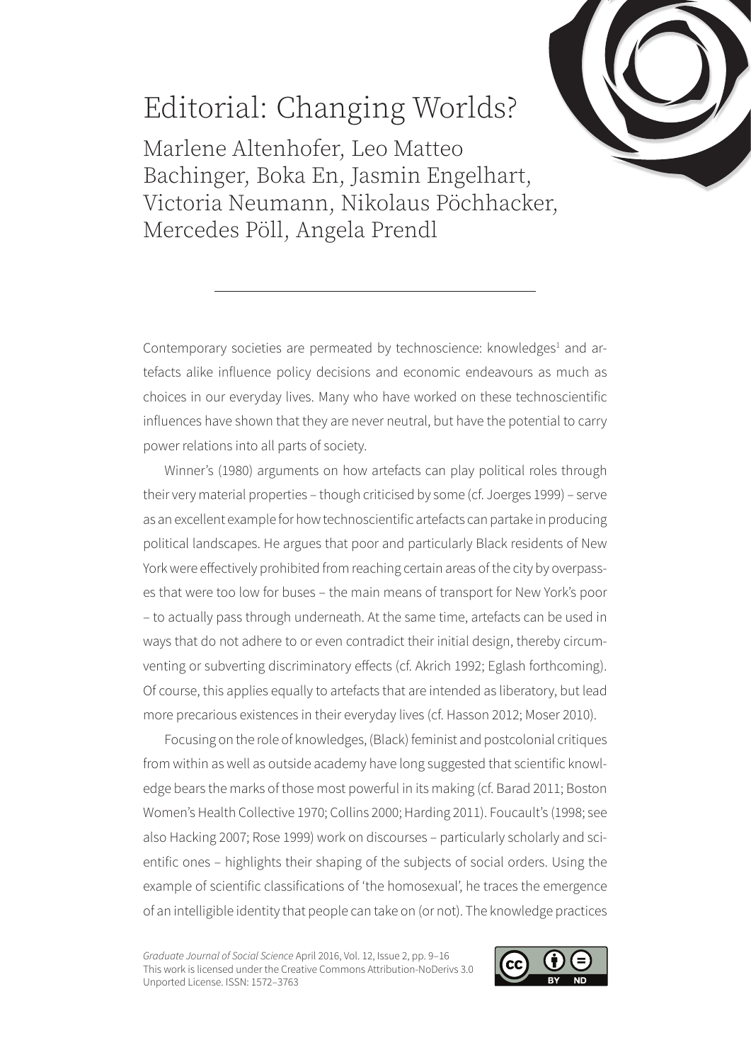# Editorial: Changing Worlds?

Marlene Altenhofer, Leo Matteo Bachinger, Boka En, Jasmin Engelhart, Victoria Neumann, Nikolaus Pöchhacker, Mercedes Pöll, Angela Prendl

---

Contemporary societies are permeated by technoscience: knowledges[1] and artefacts alike influence policy decisions and economic endeavours as much as choices in our everyday lives. Many who have worked on these technoscientific influences have shown that they are never neutral, but have the potential to carry power relations into all parts of society.

Winner's (1980) arguments on how artefacts can play political roles through their very material properties – though criticised by some (cf. Joerges 1999) – serve as an excellent example for how technoscientific artefacts can partake in producing political landscapes. He argues that poor and particularly Black residents of New York were effectively prohibited from reaching certain areas of the city by overpasses that were too low for buses – the main means of transport for New York's poor – to actually pass through underneath. At the same time, artefacts can be used in ways that do not adhere to or even contradict their initial design, thereby circumventing or subverting discriminatory effects (cf. Akrich 1992; Eglash forthcoming). Of course, this applies equally to artefacts that are intended as liberatory, but lead more precarious existences in their everyday lives (cf. Hasson 2012; Moser 2010).

Focusing on the role of knowledges, (Black) feminist and postcolonial critiques from within as well as outside academy have long suggested that scientific knowledge bears the marks of those most powerful in its making (cf. Barad 2011; Boston Women's Health Collective 1970; Collins 2000; Harding 2011). Foucault's (1998; see also Hacking 2007; Rose 1999) work on discourses – particularly scholarly and scientific ones – highlights their shaping of the subjects of social orders. Using the example of scientific classifications of 'the homosexual', he traces the emergence of an intelligible identity that people can take on (or not). The knowledge practices

*Graduate Journal of Social Science* April 2016, Vol. 12, Issue 2, pp. 9–16
This work is licensed under the Creative Commons Attribution-NoDerivs 3.0 Unported License. ISSN: 1572–3763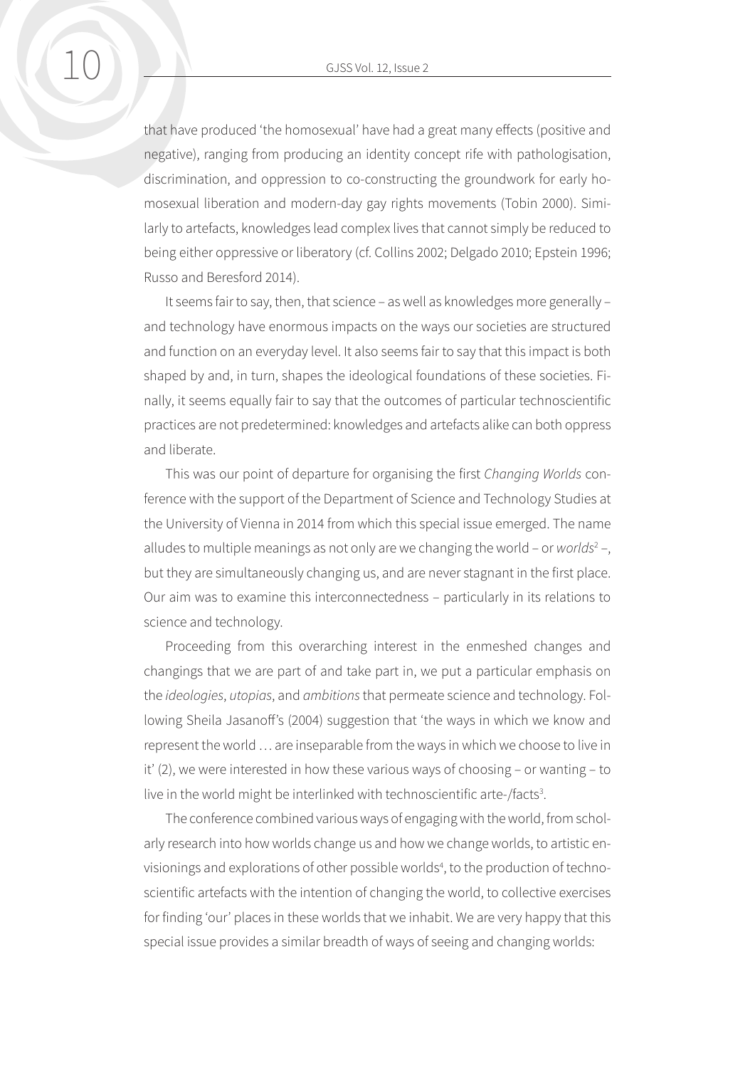that have produced 'the homosexual' have had a great many effects (positive and negative), ranging from producing an identity concept rife with pathologisation, discrimination, and oppression to co-constructing the groundwork for early homosexual liberation and modern-day gay rights movements (Tobin 2000). Similarly to artefacts, knowledges lead complex lives that cannot simply be reduced to being either oppressive or liberatory (cf. Collins 2002; Delgado 2010; Epstein 1996; Russo and Beresford 2014).

It seems fair to say, then, that science – as well as knowledges more generally – and technology have enormous impacts on the ways our societies are structured and function on an everyday level. It also seems fair to say that this impact is both shaped by and, in turn, shapes the ideological foundations of these societies. Finally, it seems equally fair to say that the outcomes of particular technoscientific practices are not predetermined: knowledges and artefacts alike can both oppress and liberate.

This was our point of departure for organising the first *Changing Worlds* conference with the support of the Department of Science and Technology Studies at the University of Vienna in 2014 from which this special issue emerged. The name alludes to multiple meanings as not only are we changing the world – or *worlds*[2] –, but they are simultaneously changing us, and are never stagnant in the first place. Our aim was to examine this interconnectedness – particularly in its relations to science and technology.

Proceeding from this overarching interest in the enmeshed changes and changings that we are part of and take part in, we put a particular emphasis on the *ideologies*, *utopias*, and *ambitions* that permeate science and technology. Following Sheila Jasanoff's (2004) suggestion that 'the ways in which we know and represent the world … are inseparable from the ways in which we choose to live in it' (2), we were interested in how these various ways of choosing – or wanting – to live in the world might be interlinked with technoscientific arte-/facts[3].

The conference combined various ways of engaging with the world, from scholarly research into how worlds change us and how we change worlds, to artistic envisionings and explorations of other possible worlds[4], to the production of technoscientific artefacts with the intention of changing the world, to collective exercises for finding 'our' places in these worlds that we inhabit. We are very happy that this special issue provides a similar breadth of ways of seeing and changing worlds: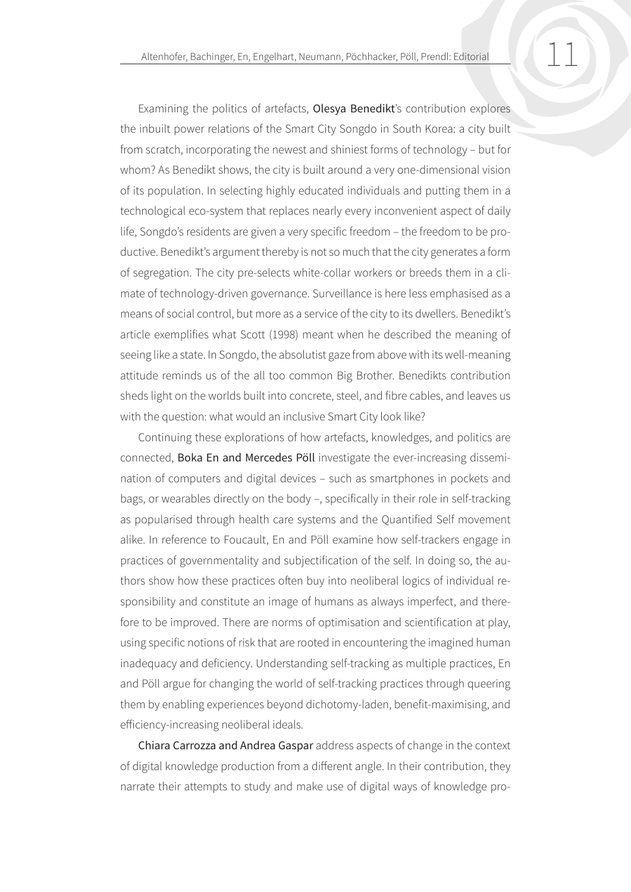Examining the politics of artefacts, **Olesya Benedikt**'s contribution explores the inbuilt power relations of the Smart City Songdo in South Korea: a city built from scratch, incorporating the newest and shiniest forms of technology – but for whom? As Benedikt shows, the city is built around a very one-dimensional vision of its population. In selecting highly educated individuals and putting them in a technological eco-system that replaces nearly every inconvenient aspect of daily life, Songdo's residents are given a very specific freedom – the freedom to be productive. Benedikt's argument thereby is not so much that the city generates a form of segregation. The city pre-selects white-collar workers or breeds them in a climate of technology-driven governance. Surveillance is here less emphasised as a means of social control, but more as a service of the city to its dwellers. Benedikt's article exemplifies what Scott (1998) meant when he described the meaning of seeing like a state. In Songdo, the absolutist gaze from above with its well-meaning attitude reminds us of the all too common Big Brother. Benedikts contribution sheds light on the worlds built into concrete, steel, and fibre cables, and leaves us with the question: what would an inclusive Smart City look like?

Continuing these explorations of how artefacts, knowledges, and politics are connected, **Boka En and Mercedes Pöll** investigate the ever-increasing dissemination of computers and digital devices – such as smartphones in pockets and bags, or wearables directly on the body –, specifically in their role in self-tracking as popularised through health care systems and the Quantified Self movement alike. In reference to Foucault, En and Pöll examine how self-trackers engage in practices of governmentality and subjectification of the self. In doing so, the authors show how these practices often buy into neoliberal logics of individual responsibility and constitute an image of humans as always imperfect, and therefore to be improved. There are norms of optimisation and scientification at play, using specific notions of risk that are rooted in encountering the imagined human inadequacy and deficiency. Understanding self-tracking as multiple practices, En and Pöll argue for changing the world of self-tracking practices through queering them by enabling experiences beyond dichotomy-laden, benefit-maximising, and efficiency-increasing neoliberal ideals.

**Chiara Carrozza and Andrea Gaspar** address aspects of change in the context of digital knowledge production from a different angle. In their contribution, they narrate their attempts to study and make use of digital ways of knowledge pro-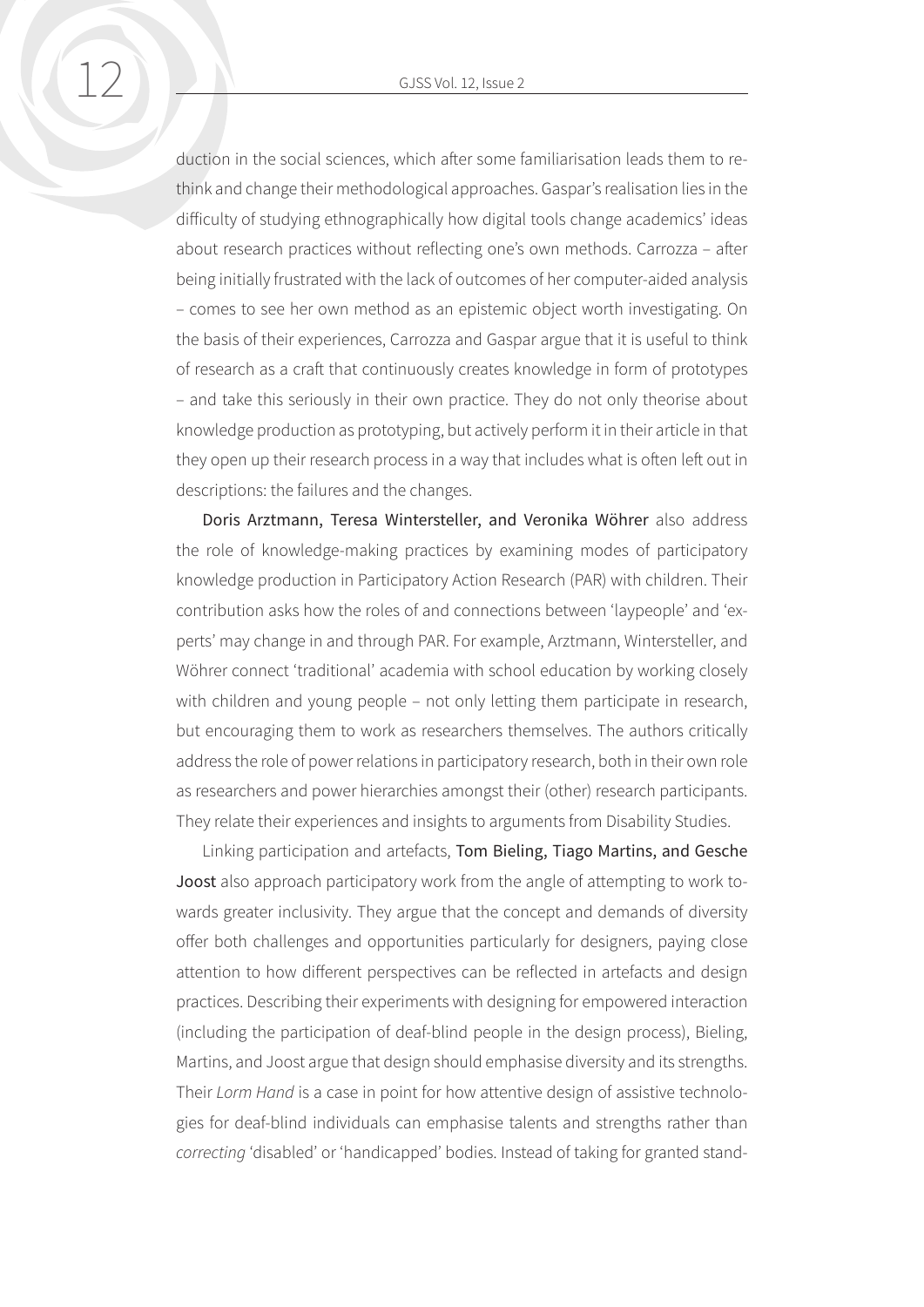duction in the social sciences, which after some familiarisation leads them to rethink and change their methodological approaches. Gaspar's realisation lies in the difficulty of studying ethnographically how digital tools change academics' ideas about research practices without reflecting one's own methods. Carrozza – after being initially frustrated with the lack of outcomes of her computer-aided analysis – comes to see her own method as an epistemic object worth investigating. On the basis of their experiences, Carrozza and Gaspar argue that it is useful to think of research as a craft that continuously creates knowledge in form of prototypes – and take this seriously in their own practice. They do not only theorise about knowledge production as prototyping, but actively perform it in their article in that they open up their research process in a way that includes what is often left out in descriptions: the failures and the changes.

Doris Arztmann, Teresa Wintersteller, and Veronika Wöhrer also address the role of knowledge-making practices by examining modes of participatory knowledge production in Participatory Action Research (PAR) with children. Their contribution asks how the roles of and connections between 'laypeople' and 'experts' may change in and through PAR. For example, Arztmann, Wintersteller, and Wöhrer connect 'traditional' academia with school education by working closely with children and young people – not only letting them participate in research, but encouraging them to work as researchers themselves. The authors critically address the role of power relations in participatory research, both in their own role as researchers and power hierarchies amongst their (other) research participants. They relate their experiences and insights to arguments from Disability Studies.

Linking participation and artefacts, Tom Bieling, Tiago Martins, and Gesche Joost also approach participatory work from the angle of attempting to work towards greater inclusivity. They argue that the concept and demands of diversity offer both challenges and opportunities particularly for designers, paying close attention to how different perspectives can be reflected in artefacts and design practices. Describing their experiments with designing for empowered interaction (including the participation of deaf-blind people in the design process), Bieling, Martins, and Joost argue that design should emphasise diversity and its strengths. Their *Lorm Hand* is a case in point for how attentive design of assistive technologies for deaf-blind individuals can emphasise talents and strengths rather than *correcting* 'disabled' or 'handicapped' bodies. Instead of taking for granted stand-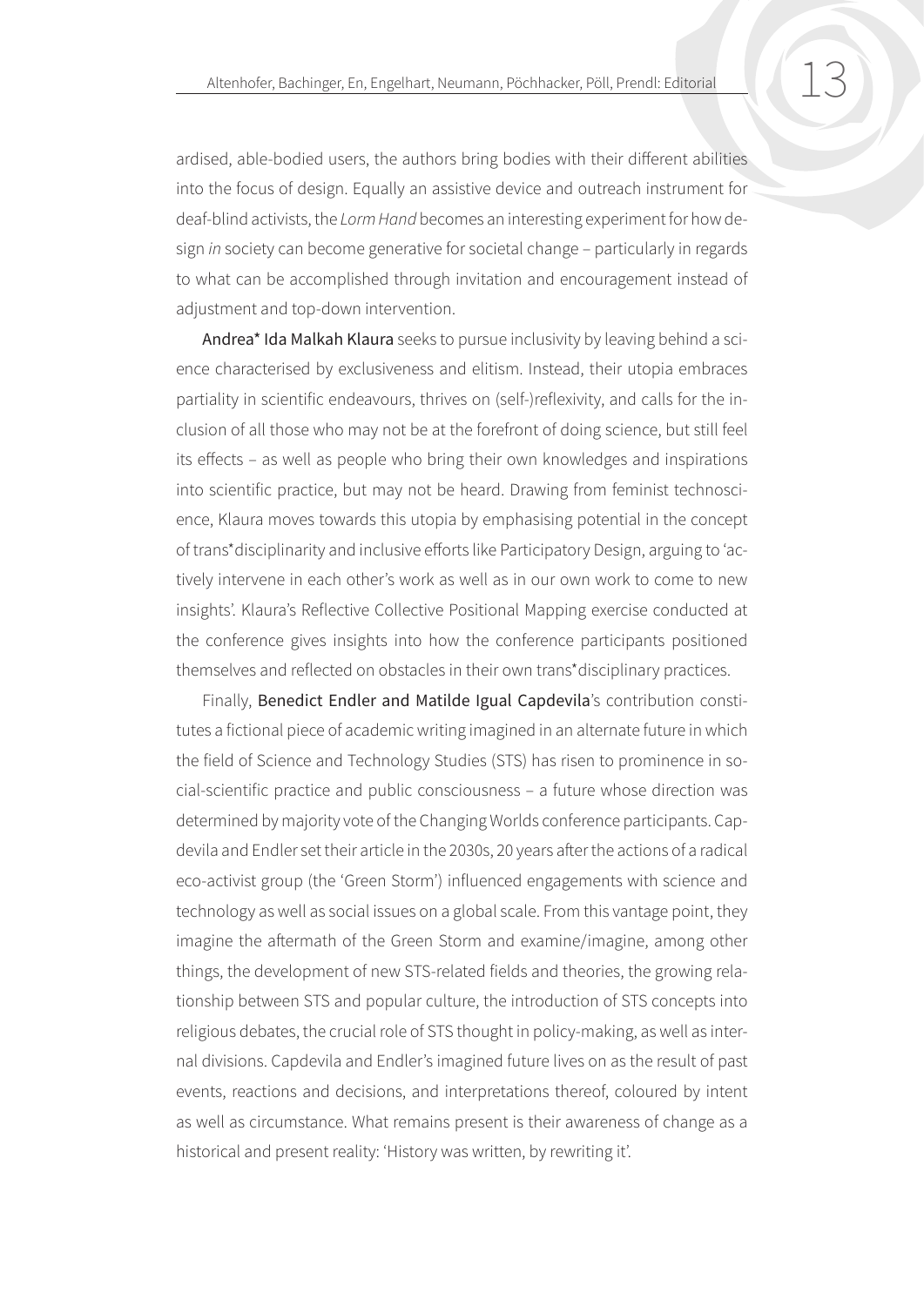ardised, able-bodied users, the authors bring bodies with their different abilities into the focus of design. Equally an assistive device and outreach instrument for deaf-blind activists, the *Lorm Hand* becomes an interesting experiment for how design *in* society can become generative for societal change – particularly in regards to what can be accomplished through invitation and encouragement instead of adjustment and top-down intervention.

Andrea* Ida Malkah Klaura seeks to pursue inclusivity by leaving behind a science characterised by exclusiveness and elitism. Instead, their utopia embraces partiality in scientific endeavours, thrives on (self-)reflexivity, and calls for the inclusion of all those who may not be at the forefront of doing science, but still feel its effects – as well as people who bring their own knowledges and inspirations into scientific practice, but may not be heard. Drawing from feminist technoscience, Klaura moves towards this utopia by emphasising potential in the concept of trans*disciplinarity and inclusive efforts like Participatory Design, arguing to 'actively intervene in each other's work as well as in our own work to come to new insights'. Klaura's Reflective Collective Positional Mapping exercise conducted at the conference gives insights into how the conference participants positioned themselves and reflected on obstacles in their own trans*disciplinary practices.

Finally, Benedict Endler and Matilde Igual Capdevila's contribution constitutes a fictional piece of academic writing imagined in an alternate future in which the field of Science and Technology Studies (STS) has risen to prominence in social-scientific practice and public consciousness – a future whose direction was determined by majority vote of the Changing Worlds conference participants. Capdevila and Endler set their article in the 2030s, 20 years after the actions of a radical eco-activist group (the 'Green Storm') influenced engagements with science and technology as well as social issues on a global scale. From this vantage point, they imagine the aftermath of the Green Storm and examine/imagine, among other things, the development of new STS-related fields and theories, the growing relationship between STS and popular culture, the introduction of STS concepts into religious debates, the crucial role of STS thought in policy-making, as well as internal divisions. Capdevila and Endler's imagined future lives on as the result of past events, reactions and decisions, and interpretations thereof, coloured by intent as well as circumstance. What remains present is their awareness of change as a historical and present reality: 'History was written, by rewriting it'.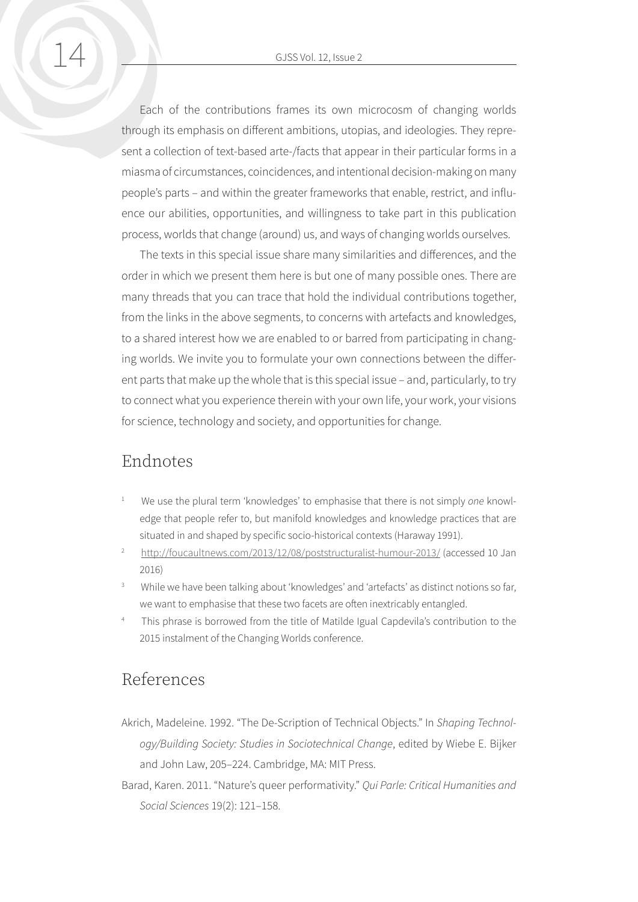Each of the contributions frames its own microcosm of changing worlds through its emphasis on different ambitions, utopias, and ideologies. They represent a collection of text-based arte-/facts that appear in their particular forms in a miasma of circumstances, coincidences, and intentional decision-making on many people's parts – and within the greater frameworks that enable, restrict, and influence our abilities, opportunities, and willingness to take part in this publication process, worlds that change (around) us, and ways of changing worlds ourselves.

The texts in this special issue share many similarities and differences, and the order in which we present them here is but one of many possible ones. There are many threads that you can trace that hold the individual contributions together, from the links in the above segments, to concerns with artefacts and knowledges, to a shared interest how we are enabled to or barred from participating in changing worlds. We invite you to formulate your own connections between the different parts that make up the whole that is this special issue – and, particularly, to try to connect what you experience therein with your own life, your work, your visions for science, technology and society, and opportunities for change.

## Endnotes

1. We use the plural term 'knowledges' to emphasise that there is not simply *one* knowledge that people refer to, but manifold knowledges and knowledge practices that are situated in and shaped by specific socio-historical contexts (Haraway 1991).
2. http://foucaultnews.com/2013/12/08/poststructuralist-humour-2013/ (accessed 10 Jan 2016)
3. While we have been talking about 'knowledges' and 'artefacts' as distinct notions so far, we want to emphasise that these two facets are often inextricably entangled.
4. This phrase is borrowed from the title of Matilde Igual Capdevila's contribution to the 2015 instalment of the Changing Worlds conference.

## References

Akrich, Madeleine. 1992. "The De-Scription of Technical Objects." In *Shaping Technology/Building Society: Studies in Sociotechnical Change*, edited by Wiebe E. Bijker and John Law, 205–224. Cambridge, MA: MIT Press.

Barad, Karen. 2011. "Nature's queer performativity." *Qui Parle: Critical Humanities and Social Sciences* 19(2): 121–158.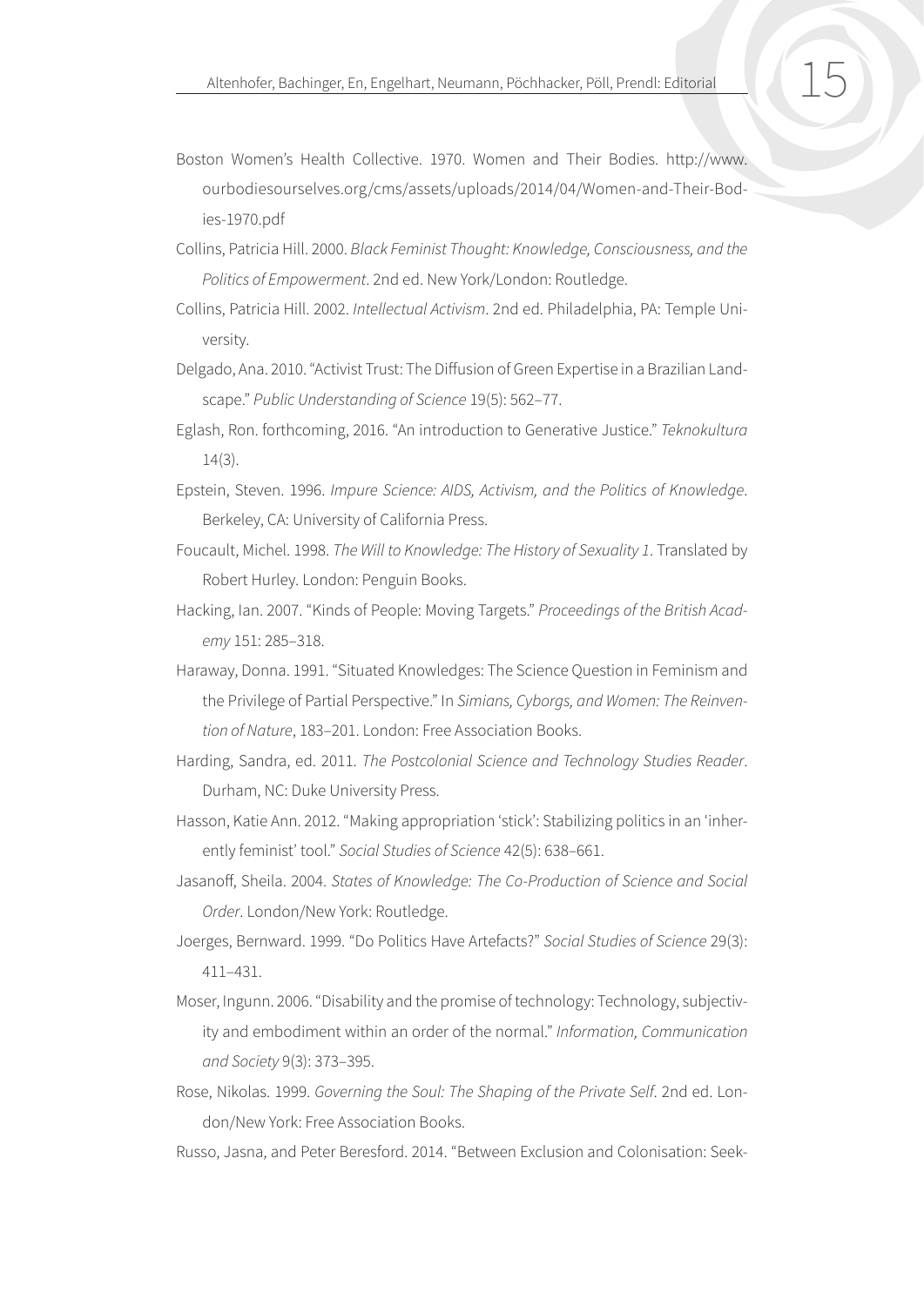Boston Women's Health Collective. 1970. Women and Their Bodies. http://www.ourbodiesourselves.org/cms/assets/uploads/2014/04/Women-and-Their-Bodies-1970.pdf

Collins, Patricia Hill. 2000. *Black Feminist Thought: Knowledge, Consciousness, and the Politics of Empowerment*. 2nd ed. New York/London: Routledge.

Collins, Patricia Hill. 2002. *Intellectual Activism*. 2nd ed. Philadelphia, PA: Temple University.

Delgado, Ana. 2010. "Activist Trust: The Diffusion of Green Expertise in a Brazilian Landscape." *Public Understanding of Science* 19(5): 562–77.

Eglash, Ron. forthcoming, 2016. "An introduction to Generative Justice." *Teknokultura* 14(3).

Epstein, Steven. 1996. *Impure Science: AIDS, Activism, and the Politics of Knowledge*. Berkeley, CA: University of California Press.

Foucault, Michel. 1998. *The Will to Knowledge: The History of Sexuality 1*. Translated by Robert Hurley. London: Penguin Books.

Hacking, Ian. 2007. "Kinds of People: Moving Targets." *Proceedings of the British Academy* 151: 285–318.

Haraway, Donna. 1991. "Situated Knowledges: The Science Question in Feminism and the Privilege of Partial Perspective." In *Simians, Cyborgs, and Women: The Reinvention of Nature*, 183–201. London: Free Association Books.

Harding, Sandra, ed. 2011. *The Postcolonial Science and Technology Studies Reader*. Durham, NC: Duke University Press.

Hasson, Katie Ann. 2012. "Making appropriation 'stick': Stabilizing politics in an 'inherently feminist' tool." *Social Studies of Science* 42(5): 638–661.

Jasanoff, Sheila. 2004. *States of Knowledge: The Co-Production of Science and Social Order*. London/New York: Routledge.

Joerges, Bernward. 1999. "Do Politics Have Artefacts?" *Social Studies of Science* 29(3): 411–431.

Moser, Ingunn. 2006. "Disability and the promise of technology: Technology, subjectivity and embodiment within an order of the normal." *Information, Communication and Society* 9(3): 373–395.

Rose, Nikolas. 1999. *Governing the Soul: The Shaping of the Private Self*. 2nd ed. London/New York: Free Association Books.

Russo, Jasna, and Peter Beresford. 2014. "Between Exclusion and Colonisation: Seek-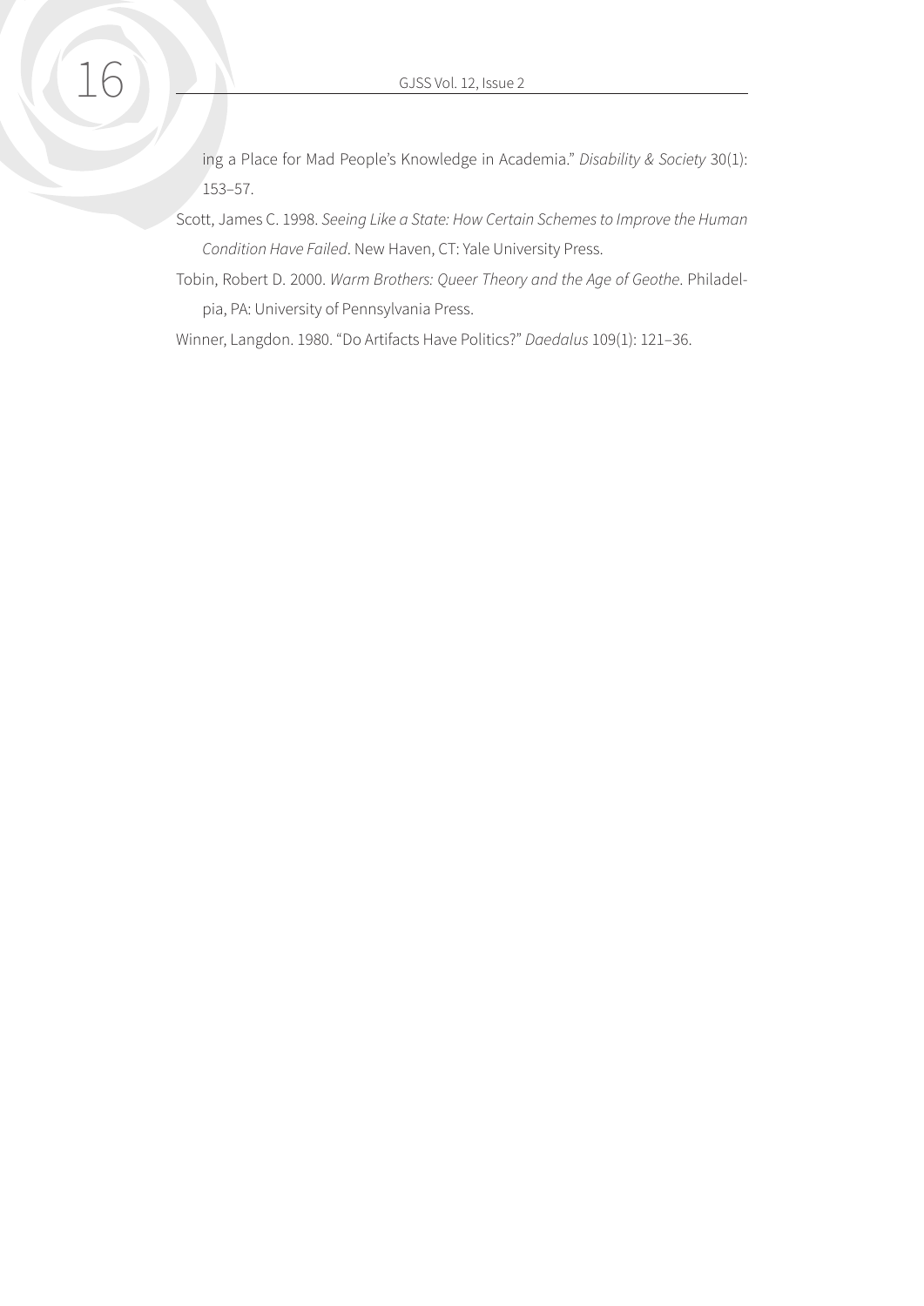ing a Place for Mad People's Knowledge in Academia." *Disability & Society* 30(1): 153–57.

Scott, James C. 1998. *Seeing Like a State: How Certain Schemes to Improve the Human Condition Have Failed*. New Haven, CT: Yale University Press.

Tobin, Robert D. 2000. *Warm Brothers: Queer Theory and the Age of Geothe*. Philadelpia, PA: University of Pennsylvania Press.

Winner, Langdon. 1980. "Do Artifacts Have Politics?" *Daedalus* 109(1): 121–36.